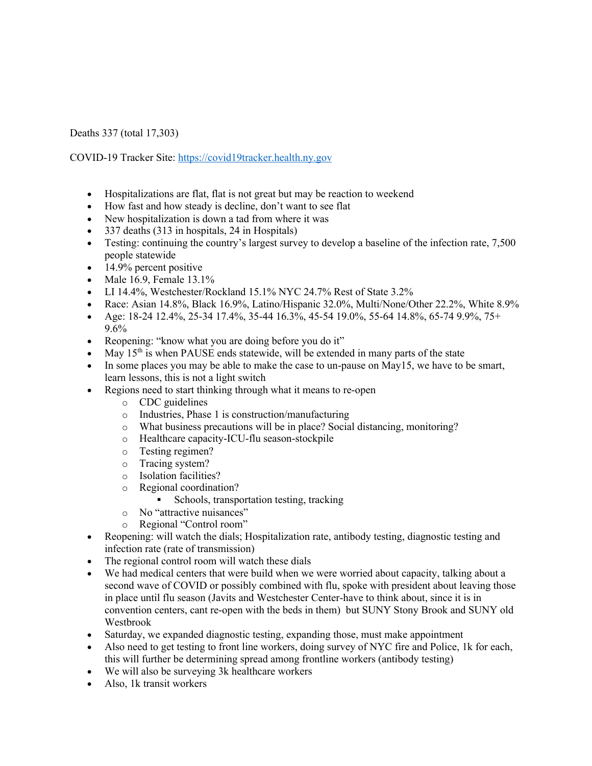Deaths 337 (total 17,303)

COVID-19 Tracker Site: https://covid19tracker.health.ny.gov

- Hospitalizations are flat, flat is not great but may be reaction to weekend
- How fast and how steady is decline, don't want to see flat
- New hospitalization is down a tad from where it was
- 337 deaths (313 in hospitals, 24 in Hospitals)
- Testing: continuing the country's largest survey to develop a baseline of the infection rate, 7,500 people statewide
- 14.9% percent positive
- Male 16.9, Female 13.1%
- LI 14.4%, Westchester/Rockland 15.1% NYC 24.7% Rest of State 3.2%
- Race: Asian 14.8%, Black 16.9%, Latino/Hispanic 32.0%, Multi/None/Other 22.2%, White 8.9%
- Age: 18-24 12.4%, 25-34 17.4%, 35-44 16.3%, 45-54 19.0%, 55-64 14.8%, 65-74 9.9%, 75+ 9.6%
- Reopening: "know what you are doing before you do it"
- May 15th is when PAUSE ends statewide, will be extended in many parts of the state
- In some places you may be able to make the case to un-pause on May15, we have to be smart, learn lessons, this is not a light switch
- Regions need to start thinking through what it means to re-open
  - CDC guidelines
  - Industries, Phase 1 is construction/manufacturing
  - What business precautions will be in place? Social distancing, monitoring?
  - Healthcare capacity-ICU-flu season-stockpile
  - Testing regimen?
  - Tracing system?
  - Isolation facilities?
  - Regional coordination?
    - Schools, transportation testing, tracking
  - No "attractive nuisances"
  - Regional "Control room"
- Reopening: will watch the dials; Hospitalization rate, antibody testing, diagnostic testing and infection rate (rate of transmission)
- The regional control room will watch these dials
- We had medical centers that were build when we were worried about capacity, talking about a second wave of COVID or possibly combined with flu, spoke with president about leaving those in place until flu season (Javits and Westchester Center-have to think about, since it is in convention centers, cant re-open with the beds in them) but SUNY Stony Brook and SUNY old Westbrook
- Saturday, we expanded diagnostic testing, expanding those, must make appointment
- Also need to get testing to front line workers, doing survey of NYC fire and Police, 1k for each, this will further be determining spread among frontline workers (antibody testing)
- We will also be surveying 3k healthcare workers
- Also, 1k transit workers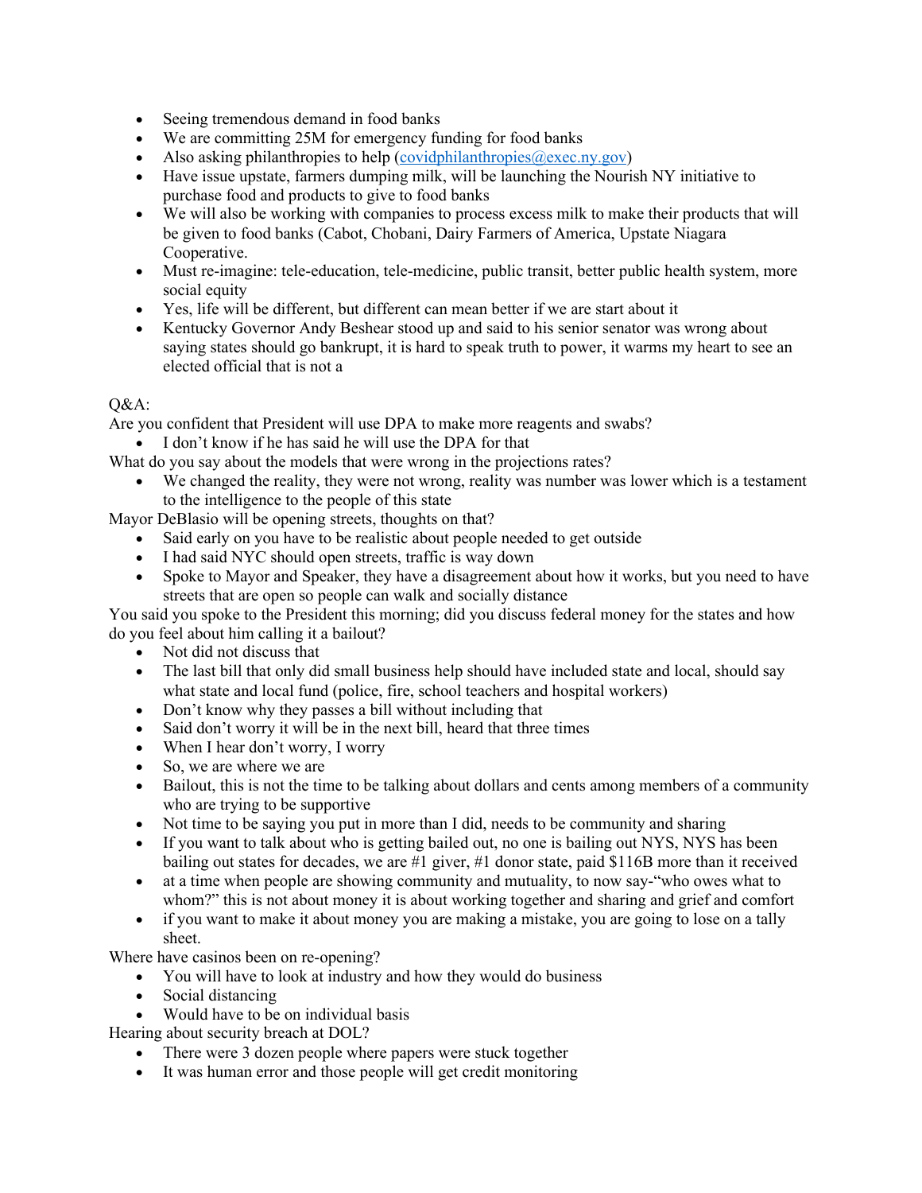- Seeing tremendous demand in food banks
- We are committing 25M for emergency funding for food banks
- Also asking philanthropies to help (covidphilanthropies@exec.ny.gov)
- Have issue upstate, farmers dumping milk, will be launching the Nourish NY initiative to purchase food and products to give to food banks
- We will also be working with companies to process excess milk to make their products that will be given to food banks (Cabot, Chobani, Dairy Farmers of America, Upstate Niagara Cooperative.
- Must re-imagine: tele-education, tele-medicine, public transit, better public health system, more social equity
- Yes, life will be different, but different can mean better if we are start about it
- Kentucky Governor Andy Beshear stood up and said to his senior senator was wrong about saying states should go bankrupt, it is hard to speak truth to power, it warms my heart to see an elected official that is not a

Q&A:

Are you confident that President will use DPA to make more reagents and swabs?

- I don't know if he has said he will use the DPA for that

What do you say about the models that were wrong in the projections rates?

- We changed the reality, they were not wrong, reality was number was lower which is a testament to the intelligence to the people of this state

Mayor DeBlasio will be opening streets, thoughts on that?

- Said early on you have to be realistic about people needed to get outside
- I had said NYC should open streets, traffic is way down
- Spoke to Mayor and Speaker, they have a disagreement about how it works, but you need to have streets that are open so people can walk and socially distance

You said you spoke to the President this morning; did you discuss federal money for the states and how do you feel about him calling it a bailout?

- Not did not discuss that
- The last bill that only did small business help should have included state and local, should say what state and local fund (police, fire, school teachers and hospital workers)
- Don't know why they passes a bill without including that
- Said don't worry it will be in the next bill, heard that three times
- When I hear don't worry, I worry
- So, we are where we are
- Bailout, this is not the time to be talking about dollars and cents among members of a community who are trying to be supportive
- Not time to be saying you put in more than I did, needs to be community and sharing
- If you want to talk about who is getting bailed out, no one is bailing out NYS, NYS has been bailing out states for decades, we are #1 giver, #1 donor state, paid $116B more than it received
- at a time when people are showing community and mutuality, to now say-"who owes what to whom?" this is not about money it is about working together and sharing and grief and comfort
- if you want to make it about money you are making a mistake, you are going to lose on a tally sheet.

Where have casinos been on re-opening?

- You will have to look at industry and how they would do business
- Social distancing
- Would have to be on individual basis

Hearing about security breach at DOL?

- There were 3 dozen people where papers were stuck together
- It was human error and those people will get credit monitoring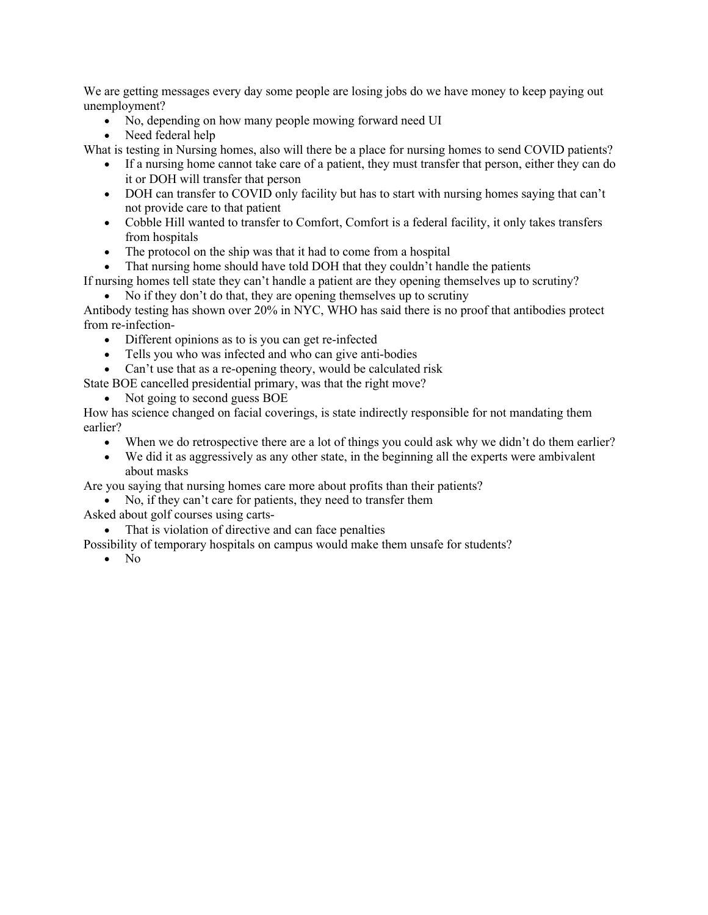We are getting messages every day some people are losing jobs do we have money to keep paying out unemployment?

- No, depending on how many people mowing forward need UI
- Need federal help

What is testing in Nursing homes, also will there be a place for nursing homes to send COVID patients?

- If a nursing home cannot take care of a patient, they must transfer that person, either they can do it or DOH will transfer that person
- DOH can transfer to COVID only facility but has to start with nursing homes saying that can't not provide care to that patient
- Cobble Hill wanted to transfer to Comfort, Comfort is a federal facility, it only takes transfers from hospitals
- The protocol on the ship was that it had to come from a hospital
- That nursing home should have told DOH that they couldn't handle the patients

If nursing homes tell state they can't handle a patient are they opening themselves up to scrutiny?

- No if they don't do that, they are opening themselves up to scrutiny

Antibody testing has shown over 20% in NYC, WHO has said there is no proof that antibodies protect from re-infection-

- Different opinions as to is you can get re-infected
- Tells you who was infected and who can give anti-bodies
- Can't use that as a re-opening theory, would be calculated risk

State BOE cancelled presidential primary, was that the right move?

- Not going to second guess BOE

How has science changed on facial coverings, is state indirectly responsible for not mandating them earlier?

- When we do retrospective there are a lot of things you could ask why we didn't do them earlier?
- We did it as aggressively as any other state, in the beginning all the experts were ambivalent about masks

Are you saying that nursing homes care more about profits than their patients?

- No, if they can't care for patients, they need to transfer them

Asked about golf courses using carts-

- That is violation of directive and can face penalties

Possibility of temporary hospitals on campus would make them unsafe for students?

- No